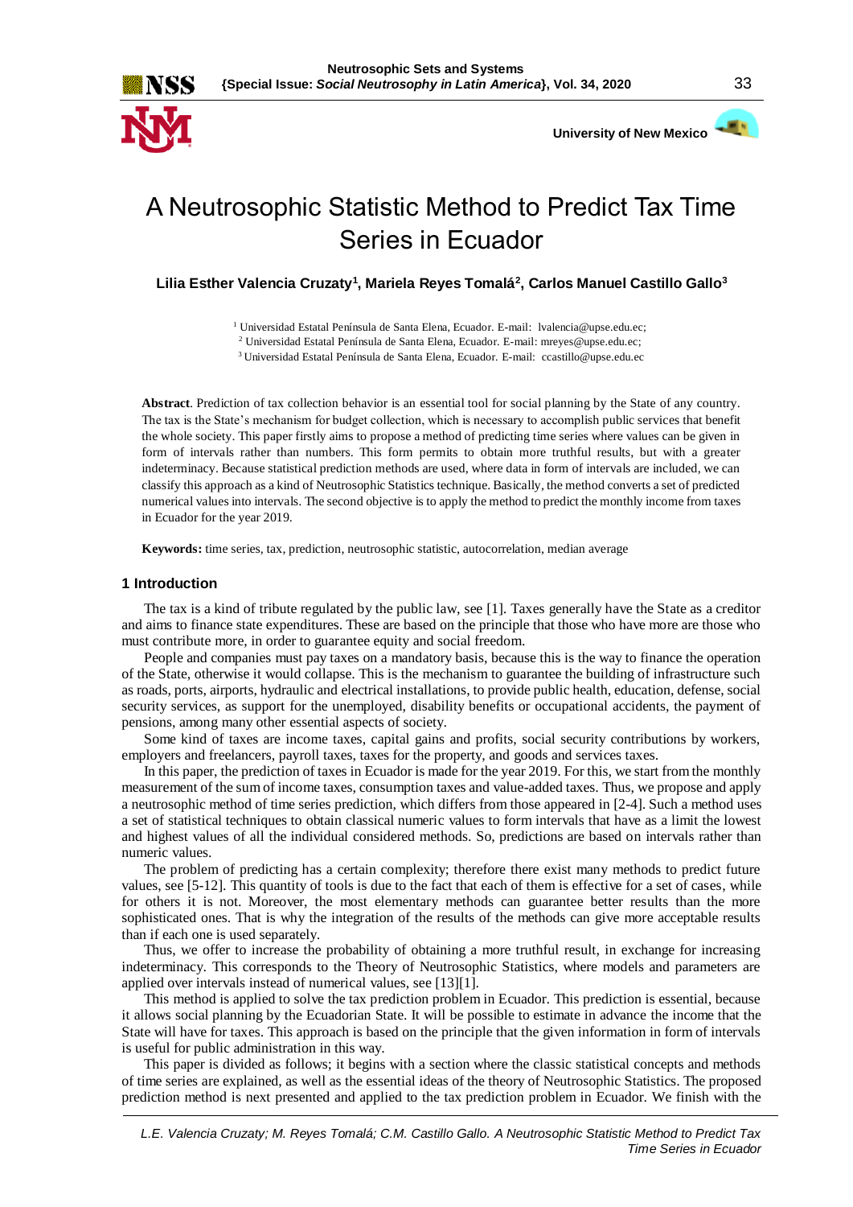# A Neutrosophic Statistic Method to Predict Tax Time Series in Ecuador

**Lilia Esther Valencia Cruzaty[1], Mariela Reyes Tomalá[2], Carlos Manuel Castillo Gallo[3]**

[1] Universidad Estatal Península de Santa Elena, Ecuador. E-mail: lvalencia@upse.edu.ec;
[2] Universidad Estatal Península de Santa Elena, Ecuador. E-mail: mreyes@upse.edu.ec;
[3] Universidad Estatal Península de Santa Elena, Ecuador. E-mail: ccastillo@upse.edu.ec

**Abstract**. Prediction of tax collection behavior is an essential tool for social planning by the State of any country. The tax is the State's mechanism for budget collection, which is necessary to accomplish public services that benefit the whole society. This paper firstly aims to propose a method of predicting time series where values can be given in form of intervals rather than numbers. This form permits to obtain more truthful results, but with a greater indeterminacy. Because statistical prediction methods are used, where data in form of intervals are included, we can classify this approach as a kind of Neutrosophic Statistics technique. Basically, the method converts a set of predicted numerical values into intervals. The second objective is to apply the method to predict the monthly income from taxes in Ecuador for the year 2019.

**Keywords:** time series, tax, prediction, neutrosophic statistic, autocorrelation, median average

## 1 Introduction

The tax is a kind of tribute regulated by the public law, see [1]. Taxes generally have the State as a creditor and aims to finance state expenditures. These are based on the principle that those who have more are those who must contribute more, in order to guarantee equity and social freedom.

People and companies must pay taxes on a mandatory basis, because this is the way to finance the operation of the State, otherwise it would collapse. This is the mechanism to guarantee the building of infrastructure such as roads, ports, airports, hydraulic and electrical installations, to provide public health, education, defense, social security services, as support for the unemployed, disability benefits or occupational accidents, the payment of pensions, among many other essential aspects of society.

Some kind of taxes are income taxes, capital gains and profits, social security contributions by workers, employers and freelancers, payroll taxes, taxes for the property, and goods and services taxes.

In this paper, the prediction of taxes in Ecuador is made for the year 2019. For this, we start from the monthly measurement of the sum of income taxes, consumption taxes and value-added taxes. Thus, we propose and apply a neutrosophic method of time series prediction, which differs from those appeared in [2-4]. Such a method uses a set of statistical techniques to obtain classical numeric values to form intervals that have as a limit the lowest and highest values of all the individual considered methods. So, predictions are based on intervals rather than numeric values.

The problem of predicting has a certain complexity; therefore there exist many methods to predict future values, see [5-12]. This quantity of tools is due to the fact that each of them is effective for a set of cases, while for others it is not. Moreover, the most elementary methods can guarantee better results than the more sophisticated ones. That is why the integration of the results of the methods can give more acceptable results than if each one is used separately.

Thus, we offer to increase the probability of obtaining a more truthful result, in exchange for increasing indeterminacy. This corresponds to the Theory of Neutrosophic Statistics, where models and parameters are applied over intervals instead of numerical values, see [13][1].

This method is applied to solve the tax prediction problem in Ecuador. This prediction is essential, because it allows social planning by the Ecuadorian State. It will be possible to estimate in advance the income that the State will have for taxes. This approach is based on the principle that the given information in form of intervals is useful for public administration in this way.

This paper is divided as follows; it begins with a section where the classic statistical concepts and methods of time series are explained, as well as the essential ideas of the theory of Neutrosophic Statistics. The proposed prediction method is next presented and applied to the tax prediction problem in Ecuador. We finish with the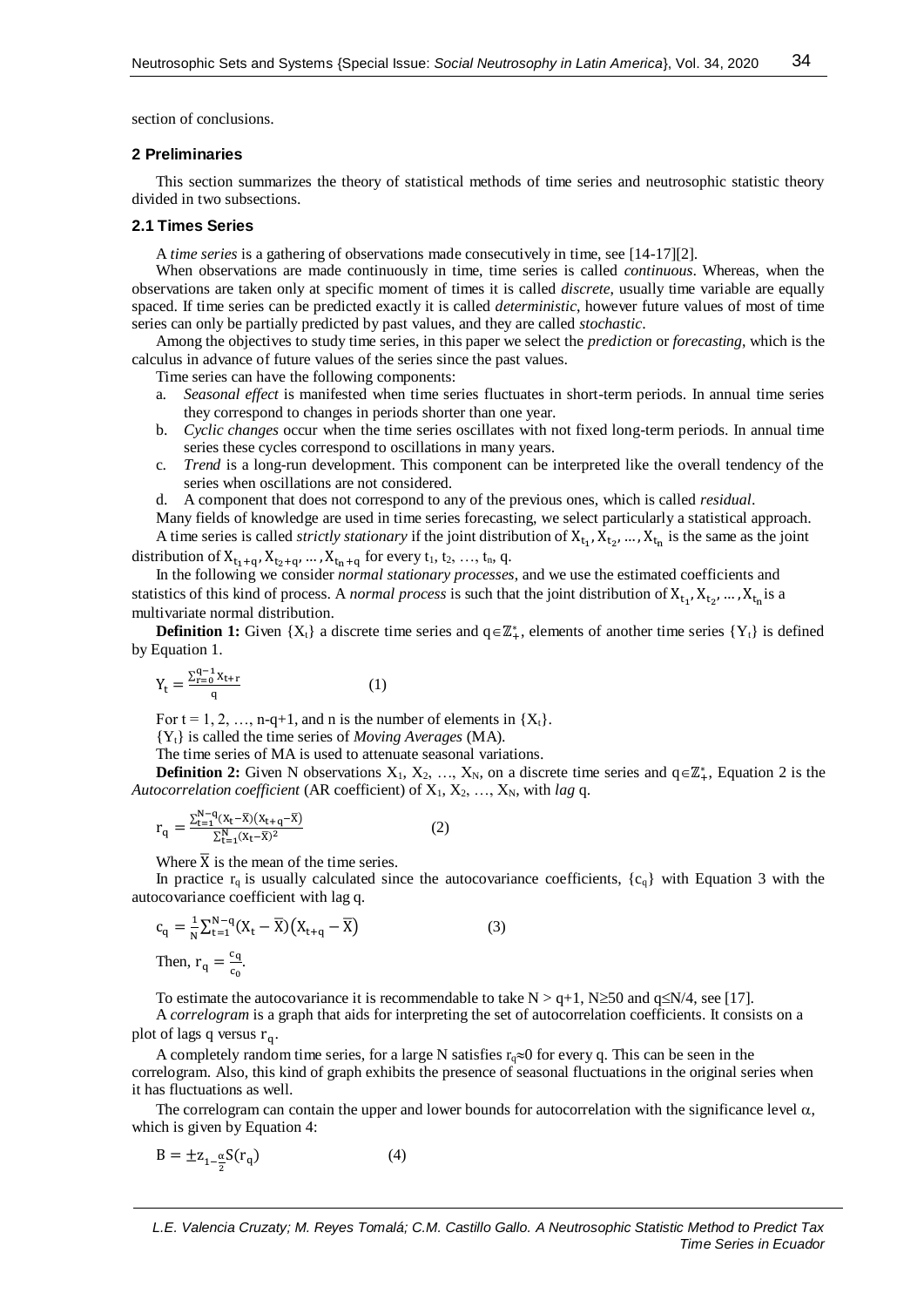section of conclusions.

## 2 Preliminaries

This section summarizes the theory of statistical methods of time series and neutrosophic statistic theory divided in two subsections.

### 2.1 Times Series

A *time series* is a gathering of observations made consecutively in time, see [14-17][2].

When observations are made continuously in time, time series is called *continuous*. Whereas, when the observations are taken only at specific moment of times it is called *discrete*, usually time variable are equally spaced. If time series can be predicted exactly it is called *deterministic*, however future values of most of time series can only be partially predicted by past values, and they are called *stochastic*.

Among the objectives to study time series, in this paper we select the *prediction* or *forecasting*, which is the calculus in advance of future values of the series since the past values.

Time series can have the following components:

a. *Seasonal effect* is manifested when time series fluctuates in short-term periods. In annual time series they correspond to changes in periods shorter than one year.
b. *Cyclic changes* occur when the time series oscillates with not fixed long-term periods. In annual time series these cycles correspond to oscillations in many years.
c. *Trend* is a long-run development. This component can be interpreted like the overall tendency of the series when oscillations are not considered.
d. A component that does not correspond to any of the previous ones, which is called *residual*.

Many fields of knowledge are used in time series forecasting, we select particularly a statistical approach.

A time series is called *strictly stationary* if the joint distribution of $X_{t_1}, X_{t_2}, \ldots, X_{t_n}$ is the same as the joint distribution of $X_{t_1+q}, X_{t_2+q}, \ldots, X_{t_n+q}$ for every $t_1$, $t_2$, …, $t_n$, q.

In the following we consider *normal stationary processes*, and we use the estimated coefficients and statistics of this kind of process. A *normal process* is such that the joint distribution of $X_{t_1}, X_{t_2}, \ldots, X_{t_n}$ is a multivariate normal distribution.

**Definition 1:** Given $\{X_t\}$ a discrete time series and $q \in \mathbb{Z}_+^*$, elements of another time series $\{Y_t\}$ is defined by Equation 1.

$$Y_t = \frac{\sum_{r=0}^{q-1} X_{t+r}}{q} \qquad (1)$$

For t = 1, 2, …, n-q+1, and n is the number of elements in $\{X_t\}$.

$\{Y_t\}$ is called the time series of *Moving Averages* (MA).

The time series of MA is used to attenuate seasonal variations.

**Definition 2:** Given N observations $X_1$, $X_2$, …, $X_N$, on a discrete time series and $q \in \mathbb{Z}_+^*$, Equation 2 is the *Autocorrelation coefficient* (AR coefficient) of $X_1$, $X_2$, …, $X_N$, with *lag* q.

$$r_q = \frac{\sum_{t=1}^{N-q}(X_t - \bar{X})(X_{t+q} - \bar{X})}{\sum_{t=1}^{N}(X_t - \bar{X})^2} \qquad (2)$$

Where $\bar{X}$ is the mean of the time series.

In practice $r_q$ is usually calculated since the autocovariance coefficients, $\{c_q\}$ with Equation 3 with the autocovariance coefficient with lag q.

$$c_q = \frac{1}{N}\sum_{t=1}^{N-q}(X_t - \bar{X})(X_{t+q} - \bar{X}) \qquad (3)$$

Then, $r_q = \frac{c_q}{c_0}$.

To estimate the autocovariance it is recommendable to take $N > q+1$, $N \geq 50$ and $q \leq N/4$, see [17].

A *correlogram* is a graph that aids for interpreting the set of autocorrelation coefficients. It consists on a plot of lags q versus $r_q$.

A completely random time series, for a large N satisfies $r_q \approx 0$ for every q. This can be seen in the correlogram. Also, this kind of graph exhibits the presence of seasonal fluctuations in the original series when it has fluctuations as well.

The correlogram can contain the upper and lower bounds for autocorrelation with the significance level $\alpha$, which is given by Equation 4:

$$B = \pm z_{1-\frac{\alpha}{2}} S(r_q) \qquad (4)$$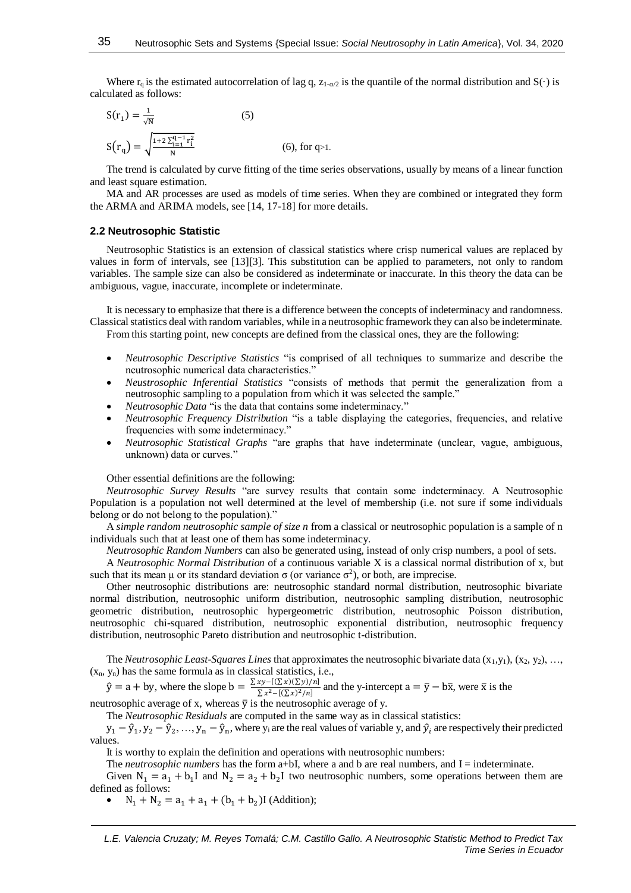Where $r_q$ is the estimated autocorrelation of lag q, $z_{1-\alpha/2}$ is the quantile of the normal distribution and $S(\cdot)$ is calculated as follows:

$$S(r_1) = \frac{1}{\sqrt{N}} \qquad (5)$$

$$S(r_q) = \sqrt{\frac{1+2\sum_{i=1}^{q-1} r_i^2}{N}} \qquad (6), \text{ for } q>1.$$

The trend is calculated by curve fitting of the time series observations, usually by means of a linear function and least square estimation.

MA and AR processes are used as models of time series. When they are combined or integrated they form the ARMA and ARIMA models, see [14, 17-18] for more details.

### 2.2 Neutrosophic Statistic

Neutrosophic Statistics is an extension of classical statistics where crisp numerical values are replaced by values in form of intervals, see [13][3]. This substitution can be applied to parameters, not only to random variables. The sample size can also be considered as indeterminate or inaccurate. In this theory the data can be ambiguous, vague, inaccurate, incomplete or indeterminate.

It is necessary to emphasize that there is a difference between the concepts of indeterminacy and randomness. Classical statistics deal with random variables, while in a neutrosophic framework they can also be indeterminate.

From this starting point, new concepts are defined from the classical ones, they are the following:

- *Neutrosophic Descriptive Statistics* "is comprised of all techniques to summarize and describe the neutrosophic numerical data characteristics."
- *Neustrosophic Inferential Statistics* "consists of methods that permit the generalization from a neutrosophic sampling to a population from which it was selected the sample."
- *Neutrosophic Data* "is the data that contains some indeterminacy."
- *Neutrosophic Frequency Distribution* "is a table displaying the categories, frequencies, and relative frequencies with some indeterminacy."
- *Neutrosophic Statistical Graphs* "are graphs that have indeterminate (unclear, vague, ambiguous, unknown) data or curves."

Other essential definitions are the following:

*Neutrosophic Survey Results* "are survey results that contain some indeterminacy. A Neutrosophic Population is a population not well determined at the level of membership (i.e. not sure if some individuals belong or do not belong to the population)."

A *simple random neutrosophic sample of size n* from a classical or neutrosophic population is a sample of n individuals such that at least one of them has some indeterminacy.

*Neutrosophic Random Numbers* can also be generated using, instead of only crisp numbers, a pool of sets.

A *Neutrosophic Normal Distribution* of a continuous variable X is a classical normal distribution of x, but such that its mean μ or its standard deviation σ (or variance $\sigma^2$), or both, are imprecise.

Other neutrosophic distributions are: neutrosophic standard normal distribution, neutrosophic bivariate normal distribution, neutrosophic uniform distribution, neutrosophic sampling distribution, neutrosophic geometric distribution, neutrosophic hypergeometric distribution, neutrosophic Poisson distribution, neutrosophic chi-squared distribution, neutrosophic exponential distribution, neutrosophic frequency distribution, neutrosophic Pareto distribution and neutrosophic t-distribution.

The *Neutrosophic Least-Squares Lines* that approximates the neutrosophic bivariate data $(x_1,y_1)$, $(x_2, y_2)$, …, $(x_n, y_n)$ has the same formula as in classical statistics, i.e.,

$\hat{y} = a + by$, where the slope $b = \frac{\sum xy-[(\sum x)(\sum y)/n]}{\sum x^2-[(\sum x)^2/n]}$ and the y-intercept $a = \bar{y} - b\bar{x}$, were $\bar{x}$ is the neutrosophic average of x, whereas $\bar{y}$ is the neutrosophic average of y.

The *Neutrosophic Residuals* are computed in the same way as in classical statistics:

$y_1 - \hat{y}_1, y_2 - \hat{y}_2, \dots, y_n - \hat{y}_n$, where $y_i$ are the real values of variable y, and $\hat{y}_i$ are respectively their predicted values.

It is worthy to explain the definition and operations with neutrosophic numbers:

The *neutrosophic numbers* has the form a+bI, where a and b are real numbers, and I = indeterminate.

Given $N_1 = a_1 + b_1 I$ and $N_2 = a_2 + b_2 I$ two neutrosophic numbers, some operations between them are defined as follows:

- $N_1 + N_2 = a_1 + a_1 + (b_1 + b_2)I$ (Addition);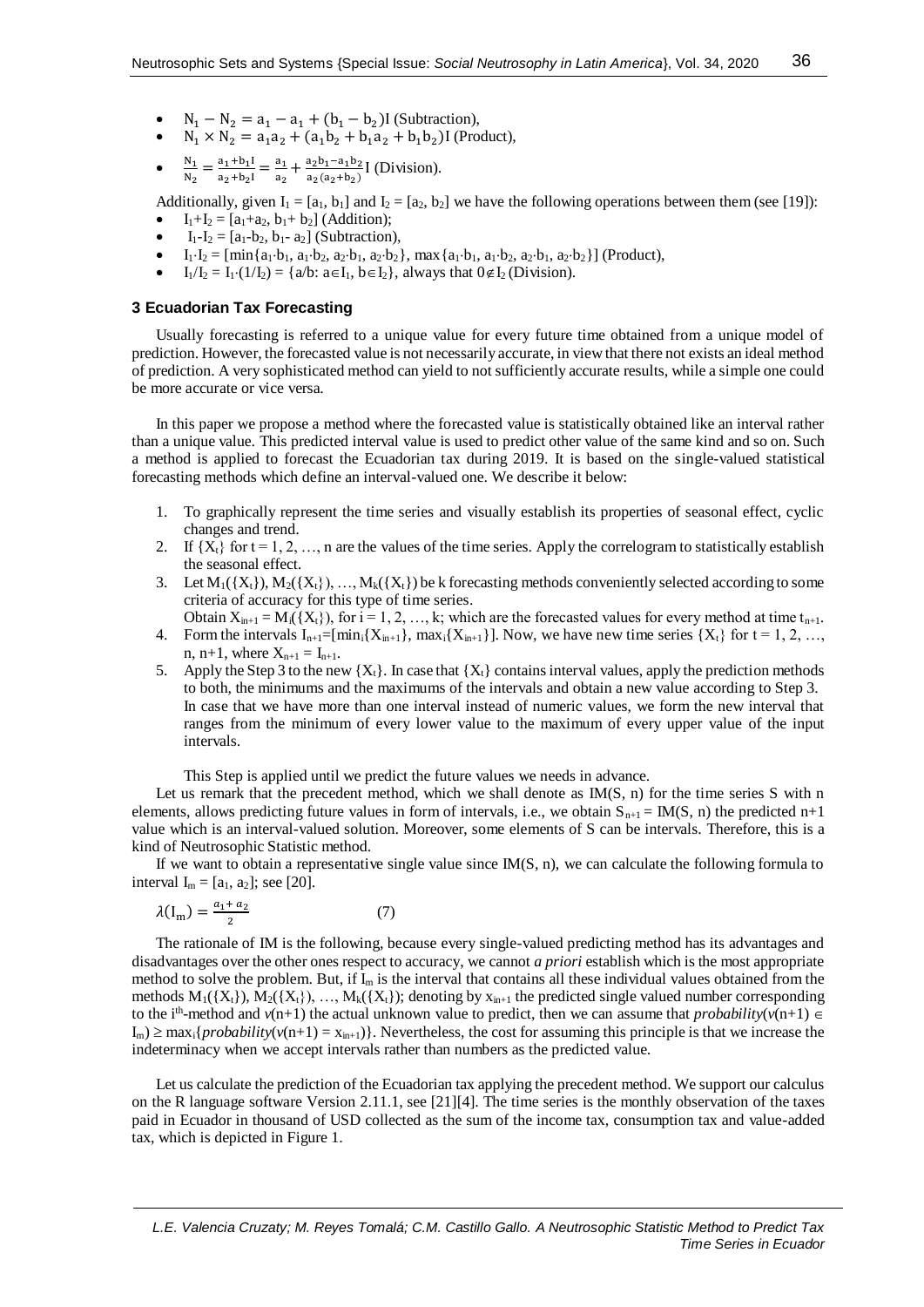- $N_1 - N_2 = a_1 - a_1 + (b_1 - b_2)I$ (Subtraction),
- $N_1 \times N_2 = a_1a_2 + (a_1b_2 + b_1a_2 + b_1b_2)I$ (Product),
- $\frac{N_1}{N_2} = \frac{a_1+b_1I}{a_2+b_2I} = \frac{a_1}{a_2} + \frac{a_2b_1-a_1b_2}{a_2(a_2+b_2)}I$ (Division).

Additionally, given $I_1 = [a_1, b_1]$ and $I_2 = [a_2, b_2]$ we have the following operations between them (see [19]):

- $I_1+I_2 = [a_1+a_2, b_1+ b_2]$ (Addition);
- $I_1-I_2 = [a_1-b_2, b_1- a_2]$ (Subtraction),
- $I_1 \cdot I_2 = [\min\{a_1 \cdot b_1, a_1 \cdot b_2, a_2 \cdot b_1, a_2 \cdot b_2\}, \max\{a_1 \cdot b_1, a_1 \cdot b_2, a_2 \cdot b_1, a_2 \cdot b_2\}]$ (Product),
- $I_1/I_2 = I_1 \cdot (1/I_2) = \{a/b: a \in I_1, b \in I_2\}$, always that $0 \notin I_2$ (Division).

## 3 Ecuadorian Tax Forecasting

Usually forecasting is referred to a unique value for every future time obtained from a unique model of prediction. However, the forecasted value is not necessarily accurate, in view that there not exists an ideal method of prediction. A very sophisticated method can yield to not sufficiently accurate results, while a simple one could be more accurate or vice versa.

In this paper we propose a method where the forecasted value is statistically obtained like an interval rather than a unique value. This predicted interval value is used to predict other value of the same kind and so on. Such a method is applied to forecast the Ecuadorian tax during 2019. It is based on the single-valued statistical forecasting methods which define an interval-valued one. We describe it below:

1. To graphically represent the time series and visually establish its properties of seasonal effect, cyclic changes and trend.
2. If $\{X_t\}$ for $t = 1, 2, \ldots, n$ are the values of the time series. Apply the correlogram to statistically establish the seasonal effect.
3. Let $M_1(\{X_t\}), M_2(\{X_t\}), \ldots, M_k(\{X_t\})$ be k forecasting methods conveniently selected according to some criteria of accuracy for this type of time series.
   Obtain $X_{in+1} = M_i(\{X_t\})$, for $i = 1, 2, \ldots, k$; which are the forecasted values for every method at time $t_{n+1}$.
4. Form the intervals $I_{n+1}=[\min_i\{X_{in+1}\}, \max_i\{X_{in+1}\}]$. Now, we have new time series $\{X_t\}$ for $t = 1, 2, \ldots, n, n+1$, where $X_{n+1} = I_{n+1}$.
5. Apply the Step 3 to the new $\{X_t\}$. In case that $\{X_t\}$ contains interval values, apply the prediction methods to both, the minimums and the maximums of the intervals and obtain a new value according to Step 3.
   In case that we have more than one interval instead of numeric values, we form the new interval that ranges from the minimum of every lower value to the maximum of every upper value of the input intervals.

This Step is applied until we predict the future values we needs in advance.

Let us remark that the precedent method, which we shall denote as IM(S, n) for the time series S with n elements, allows predicting future values in form of intervals, i.e., we obtain $S_{n+1} = IM(S, n)$ the predicted n+1 value which is an interval-valued solution. Moreover, some elements of S can be intervals. Therefore, this is a kind of Neutrosophic Statistic method.

If we want to obtain a representative single value since IM(S, n), we can calculate the following formula to interval $I_m = [a_1, a_2]$; see [20].

$$\lambda(I_m) = \frac{a_1 + a_2}{2} \tag{7}$$

The rationale of IM is the following, because every single-valued predicting method has its advantages and disadvantages over the other ones respect to accuracy, we cannot *a priori* establish which is the most appropriate method to solve the problem. But, if $I_m$ is the interval that contains all these individual values obtained from the methods $M_1(\{X_t\}), M_2(\{X_t\}), \ldots, M_k(\{X_t\})$; denoting by $x_{in+1}$ the predicted single valued number corresponding to the $i^{th}$-method and $v(n+1)$ the actual unknown value to predict, then we can assume that $probability(v(n+1) \in I_m) \geq \max_i\{probability(v(n+1) = x_{in+1})\}$. Nevertheless, the cost for assuming this principle is that we increase the indeterminacy when we accept intervals rather than numbers as the predicted value.

Let us calculate the prediction of the Ecuadorian tax applying the precedent method. We support our calculus on the R language software Version 2.11.1, see [21][4]. The time series is the monthly observation of the taxes paid in Ecuador in thousand of USD collected as the sum of the income tax, consumption tax and value-added tax, which is depicted in Figure 1.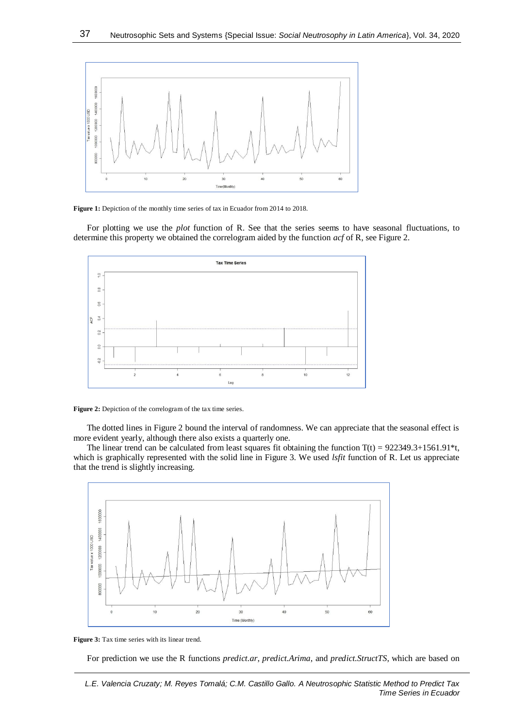**Figure 1:** Depiction of the monthly time series of tax in Ecuador from 2014 to 2018.

For plotting we use the *plot* function of R. See that the series seems to have seasonal fluctuations, to determine this property we obtained the correlogram aided by the function *acf* of R, see Figure 2.

**Figure 2:** Depiction of the correlogram of the tax time series.

The dotted lines in Figure 2 bound the interval of randomness. We can appreciate that the seasonal effect is more evident yearly, although there also exists a quarterly one.

The linear trend can be calculated from least squares fit obtaining the function $T(t) = 922349.3+1561.91*t$, which is graphically represented with the solid line in Figure 3. We used *lsfit* function of R. Let us appreciate that the trend is slightly increasing.

**Figure 3:** Tax time series with its linear trend.

For prediction we use the R functions *predict.ar*, *predict.Arima*, and *predict.StructTS*, which are based on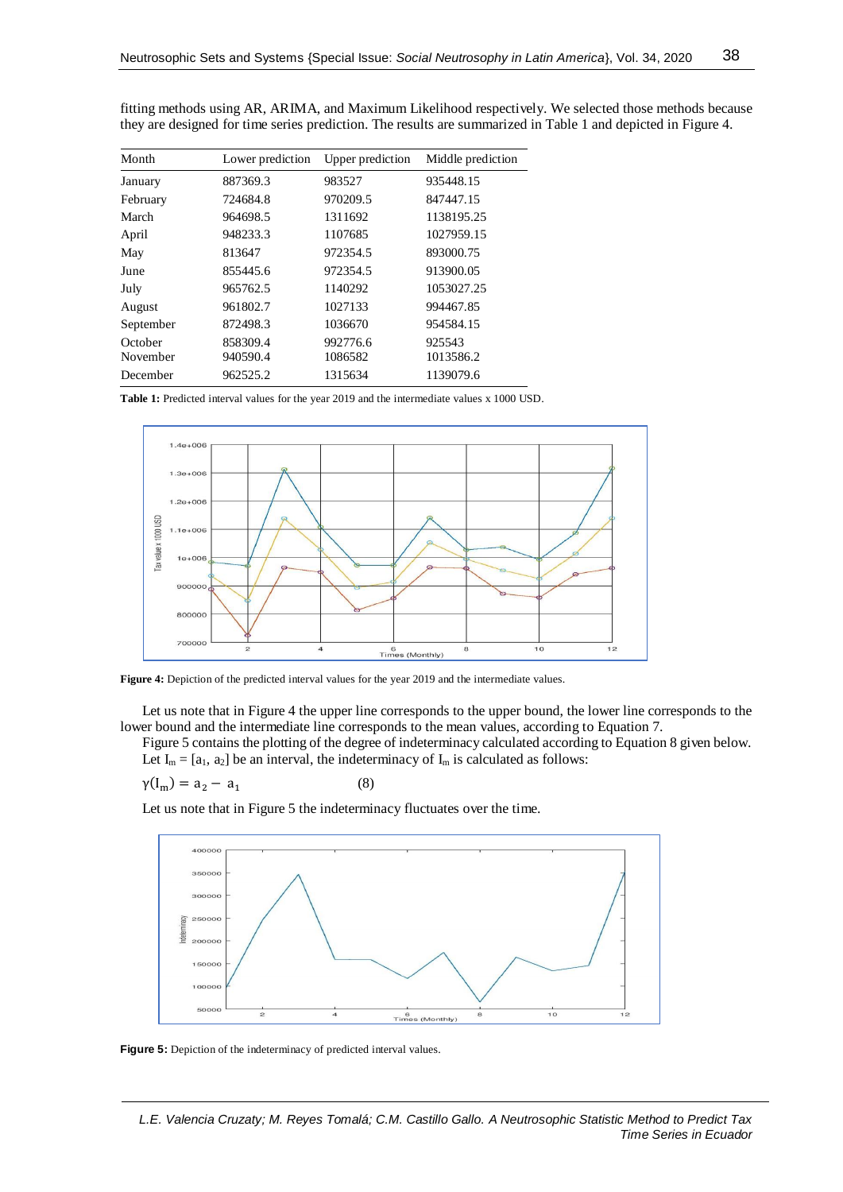fitting methods using AR, ARIMA, and Maximum Likelihood respectively. We selected those methods because they are designed for time series prediction. The results are summarized in Table 1 and depicted in Figure 4.

| Month | Lower prediction | Upper prediction | Middle prediction |
|---|---|---|---|
| January | 887369.3 | 983527 | 935448.15 |
| February | 724684.8 | 970209.5 | 847447.15 |
| March | 964698.5 | 1311692 | 1138195.25 |
| April | 948233.3 | 1107685 | 1027959.15 |
| May | 813647 | 972354.5 | 893000.75 |
| June | 855445.6 | 972354.5 | 913900.05 |
| July | 965762.5 | 1140292 | 1053027.25 |
| August | 961802.7 | 1027133 | 994467.85 |
| September | 872498.3 | 1036670 | 954584.15 |
| October | 858309.4 | 992776.6 | 925543 |
| November | 940590.4 | 1086582 | 1013586.2 |
| December | 962525.2 | 1315634 | 1139079.6 |

**Table 1:** Predicted interval values for the year 2019 and the intermediate values x 1000 USD.

**Figure 4:** Depiction of the predicted interval values for the year 2019 and the intermediate values.

Let us note that in Figure 4 the upper line corresponds to the upper bound, the lower line corresponds to the lower bound and the intermediate line corresponds to the mean values, according to Equation 7.

Figure 5 contains the plotting of the degree of indeterminacy calculated according to Equation 8 given below.

Let $I_m = [a_1, a_2]$ be an interval, the indeterminacy of $I_m$ is calculated as follows:

$$\gamma(I_m) = a_2 - a_1 \qquad (8)$$

Let us note that in Figure 5 the indeterminacy fluctuates over the time.

**Figure 5:** Depiction of the indeterminacy of predicted interval values.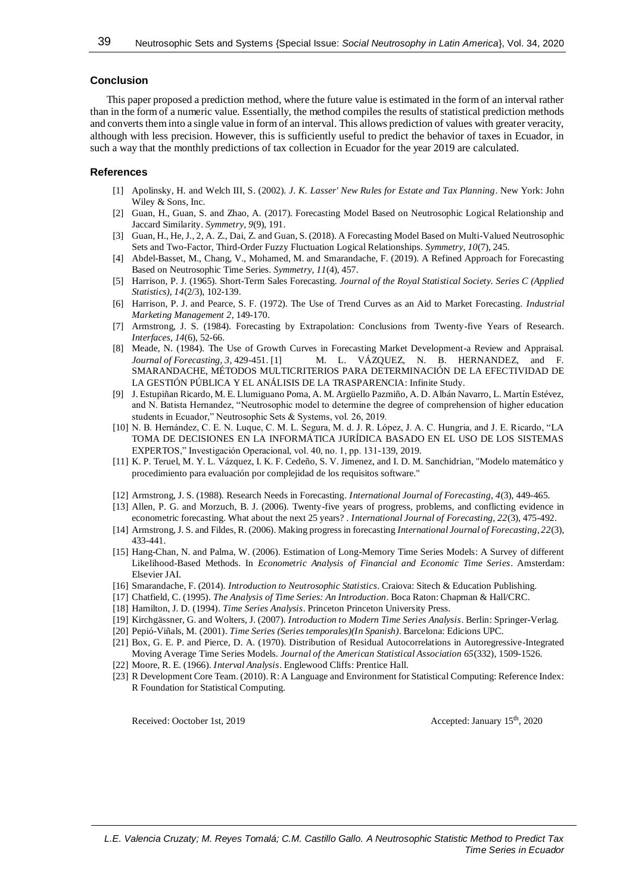## Conclusion

This paper proposed a prediction method, where the future value is estimated in the form of an interval rather than in the form of a numeric value. Essentially, the method compiles the results of statistical prediction methods and converts them into a single value in form of an interval. This allows prediction of values with greater veracity, although with less precision. However, this is sufficiently useful to predict the behavior of taxes in Ecuador, in such a way that the monthly predictions of tax collection in Ecuador for the year 2019 are calculated.

## References

[1] Apolinsky, H. and Welch III, S. (2002). *J. K. Lasser' New Rules for Estate and Tax Planning*. New York: John Wiley & Sons, Inc.

[2] Guan, H., Guan, S. and Zhao, A. (2017). Forecasting Model Based on Neutrosophic Logical Relationship and Jaccard Similarity. *Symmetry, 9*(9), 191.

[3] Guan, H., He, J., 2, A. Z., Dai, Z. and Guan, S. (2018). A Forecasting Model Based on Multi-Valued Neutrosophic Sets and Two-Factor, Third-Order Fuzzy Fluctuation Logical Relationships. *Symmetry, 10*(7), 245.

[4] Abdel-Basset, M., Chang, V., Mohamed, M. and Smarandache, F. (2019). A Refined Approach for Forecasting Based on Neutrosophic Time Series. *Symmetry, 11*(4), 457.

[5] Harrison, P. J. (1965). Short-Term Sales Forecasting. *Journal of the Royal Statistical Society. Series C (Applied Statistics), 14*(2/3), 102-139.

[6] Harrison, P. J. and Pearce, S. F. (1972). The Use of Trend Curves as an Aid to Market Forecasting. *Industrial Marketing Management 2*, 149-170.

[7] Armstrong, J. S. (1984). Forecasting by Extrapolation: Conclusions from Twenty-five Years of Research. *Interfaces, 14*(6), 52-66.

[8] Meade, N. (1984). The Use of Growth Curves in Forecasting Market Development-a Review and Appraisal. *Journal of Forecasting, 3*, 429-451. [1] M. L. VÁZQUEZ, N. B. HERNANDEZ, and F. SMARANDACHE, MÉTODOS MULTICRITERIOS PARA DETERMINACIÓN DE LA EFECTIVIDAD DE LA GESTIÓN PÚBLICA Y EL ANÁLISIS DE LA TRASPARENCIA: Infinite Study.

[9] J. Estupiñan Ricardo, M. E. Llumiguano Poma, A. M. Argüello Pazmiño, A. D. Albán Navarro, L. Martín Estévez, and N. Batista Hernandez, "Neutrosophic model to determine the degree of comprehension of higher education students in Ecuador," Neutrosophic Sets & Systems, vol. 26, 2019.

[10] N. B. Hernández, C. E. N. Luque, C. M. L. Segura, M. d. J. R. López, J. A. C. Hungria, and J. E. Ricardo, "LA TOMA DE DECISIONES EN LA INFORMÁTICA JURÍDICA BASADO EN EL USO DE LOS SISTEMAS EXPERTOS," Investigación Operacional, vol. 40, no. 1, pp. 131-139, 2019.

[11] K. P. Teruel, M. Y. L. Vázquez, I. K. F. Cedeño, S. V. Jimenez, and I. D. M. Sanchidrian, "Modelo matemático y procedimiento para evaluación por complejidad de los requisitos software."

[12] Armstrong, J. S. (1988). Research Needs in Forecasting. *International Journal of Forecasting, 4*(3), 449-465.

[13] Allen, P. G. and Morzuch, B. J. (2006). Twenty-five years of progress, problems, and conflicting evidence in econometric forecasting. What about the next 25 years? . *International Journal of Forecasting, 22*(3), 475-492.

[14] Armstrong, J. S. and Fildes, R. (2006). Making progress in forecasting *International Journal of Forecasting, 22*(3), 433-441.

[15] Hang-Chan, N. and Palma, W. (2006). Estimation of Long-Memory Time Series Models: A Survey of different Likelihood-Based Methods. In *Econometric Analysis of Financial and Economic Time Series*. Amsterdam: Elsevier JAI.

[16] Smarandache, F. (2014). *Introduction to Neutrosophic Statistics*. Craiova: Sitech & Education Publishing.

[17] Chatfield, C. (1995). *The Analysis of Time Series: An Introduction*. Boca Raton: Chapman & Hall/CRC.

[18] Hamilton, J. D. (1994). *Time Series Analysis*. Princeton Princeton University Press.

[19] Kirchgässner, G. and Wolters, J. (2007). *Introduction to Modern Time Series Analysis*. Berlin: Springer-Verlag.

[20] Pepió-Viñals, M. (2001). *Time Series (Series temporales)(In Spanish)*. Barcelona: Edicions UPC.

[21] Box, G. E. P. and Pierce, D. A. (1970). Distribution of Residual Autocorrelations in Autoregressive-Integrated Moving Average Time Series Models. *Journal of the American Statistical Association 65*(332), 1509-1526.

[22] Moore, R. E. (1966). *Interval Analysis*. Englewood Cliffs: Prentice Hall.

[23] R Development Core Team. (2010). R: A Language and Environment for Statistical Computing: Reference Index: R Foundation for Statistical Computing.

Received: Ooctober 1st, 2019 Accepted: January 15th, 2020